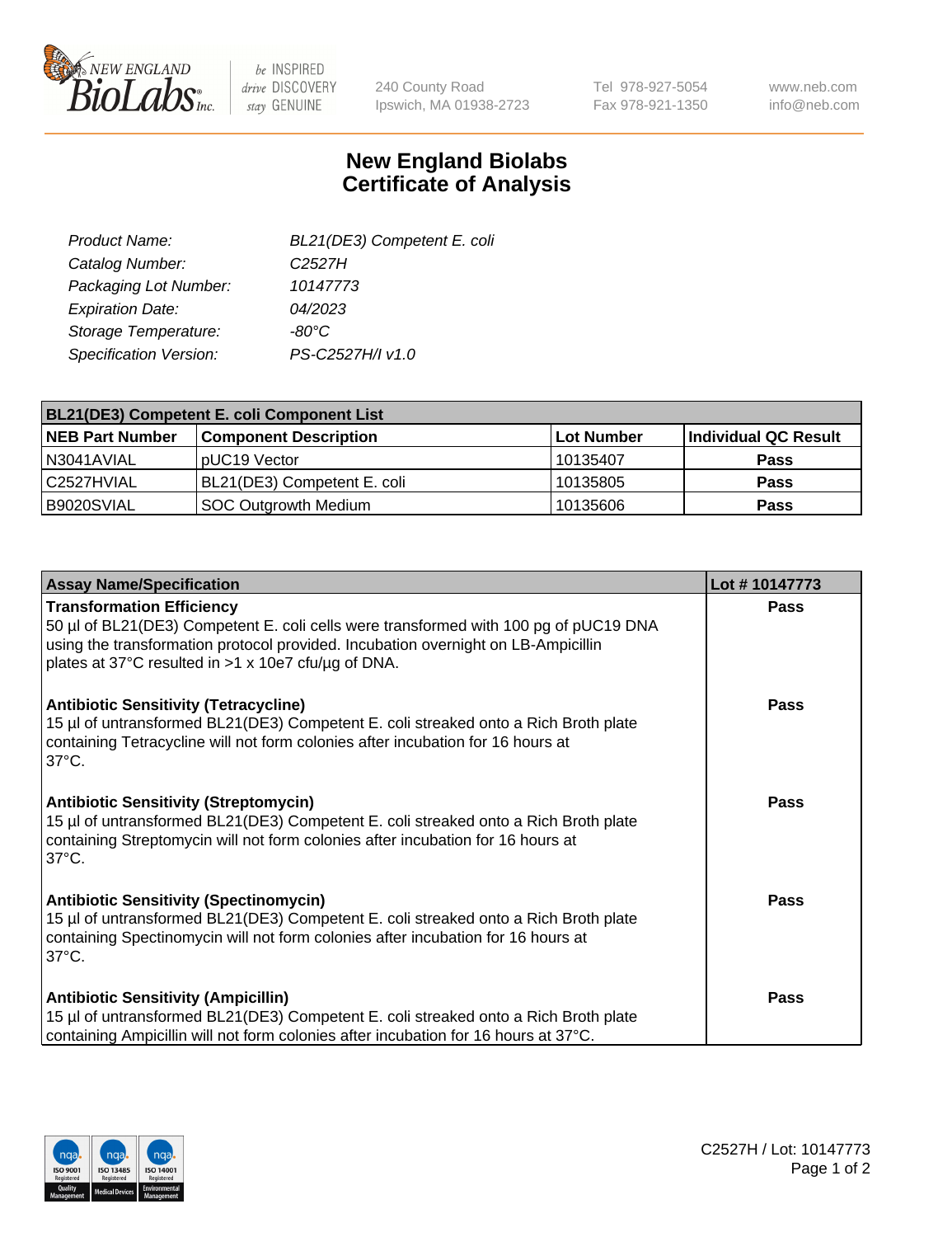New England BioLabs Inc. — be INSPIRED drive DISCOVERY stay GENUINE

240 County Road
Ipswich, MA 01938-2723

Tel 978-927-5054
Fax 978-921-1350

www.neb.com
info@neb.com

# New England Biolabs Certificate of Analysis

| | |
|---|---|
| *Product Name:* | *BL21(DE3) Competent E. coli* |
| *Catalog Number:* | *C2527H* |
| *Packaging Lot Number:* | *10147773* |
| *Expiration Date:* | *04/2023* |
| *Storage Temperature:* | *-80°C* |
| *Specification Version:* | *PS-C2527H/I v1.0* |

**BL21(DE3) Competent E. coli Component List**

| NEB Part Number | Component Description | Lot Number | Individual QC Result |
|---|---|---|---|
| N3041AVIAL | pUC19 Vector | 10135407 | **Pass** |
| C2527HVIAL | BL21(DE3) Competent E. coli | 10135805 | **Pass** |
| B9020SVIAL | SOC Outgrowth Medium | 10135606 | **Pass** |

| Assay Name/Specification | Lot # 10147773 |
|---|---|
| **Transformation Efficiency** 50 µl of BL21(DE3) Competent E. coli cells were transformed with 100 pg of pUC19 DNA using the transformation protocol provided. Incubation overnight on LB-Ampicillin plates at 37°C resulted in >1 x 10e7 cfu/µg of DNA. | **Pass** |
| **Antibiotic Sensitivity (Tetracycline)** 15 µl of untransformed BL21(DE3) Competent E. coli streaked onto a Rich Broth plate containing Tetracycline will not form colonies after incubation for 16 hours at 37°C. | **Pass** |
| **Antibiotic Sensitivity (Streptomycin)** 15 µl of untransformed BL21(DE3) Competent E. coli streaked onto a Rich Broth plate containing Streptomycin will not form colonies after incubation for 16 hours at 37°C. | **Pass** |
| **Antibiotic Sensitivity (Spectinomycin)** 15 µl of untransformed BL21(DE3) Competent E. coli streaked onto a Rich Broth plate containing Spectinomycin will not form colonies after incubation for 16 hours at 37°C. | **Pass** |
| **Antibiotic Sensitivity (Ampicillin)** 15 µl of untransformed BL21(DE3) Competent E. coli streaked onto a Rich Broth plate containing Ampicillin will not form colonies after incubation for 16 hours at 37°C. | **Pass** |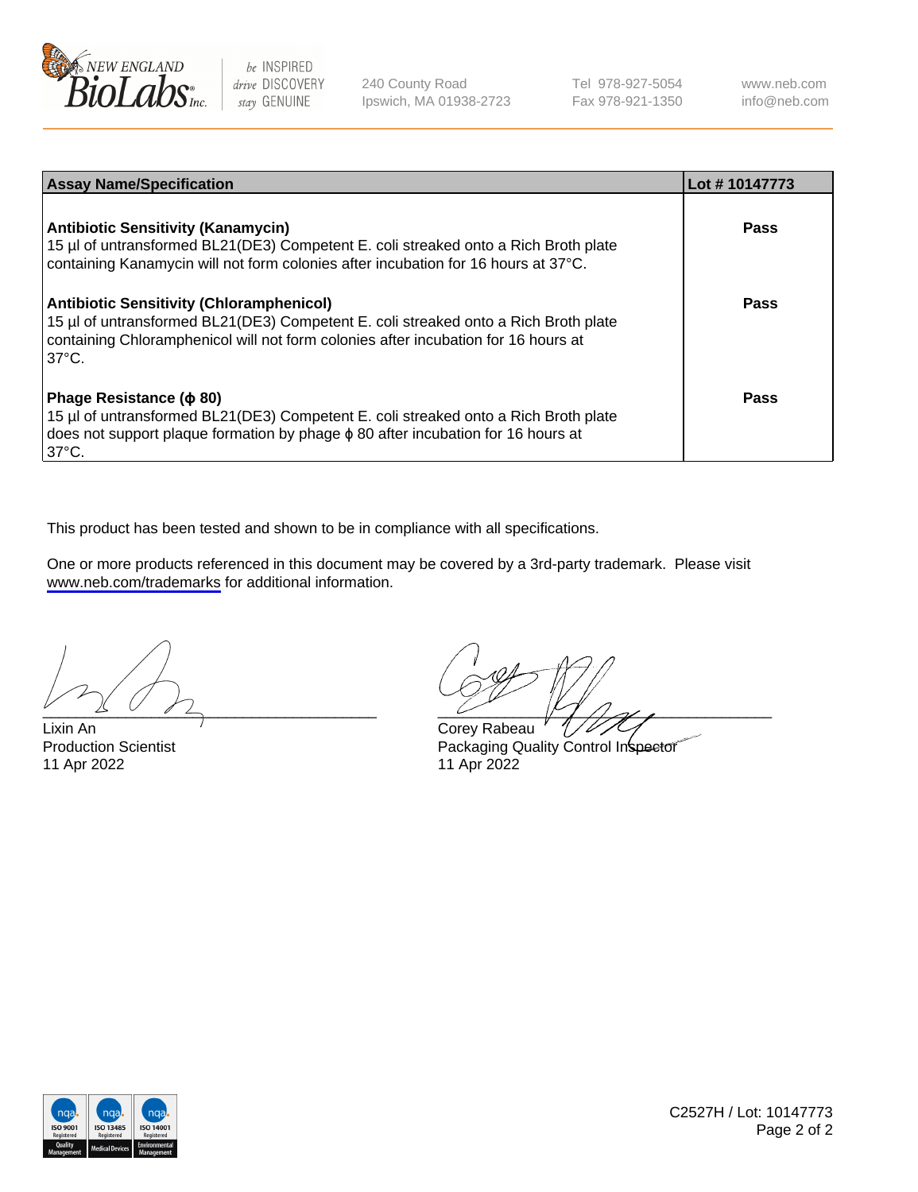240 County Road
Ipswich, MA 01938-2723

Tel 978-927-5054
Fax 978-921-1350

www.neb.com
info@neb.com

| Assay Name/Specification | Lot # 10147773 |
| --- | --- |
| **Antibiotic Sensitivity (Kanamycin)**<br>15 µl of untransformed BL21(DE3) Competent E. coli streaked onto a Rich Broth plate containing Kanamycin will not form colonies after incubation for 16 hours at 37°C. | **Pass** |
| **Antibiotic Sensitivity (Chloramphenicol)**<br>15 µl of untransformed BL21(DE3) Competent E. coli streaked onto a Rich Broth plate containing Chloramphenicol will not form colonies after incubation for 16 hours at 37°C. | **Pass** |
| **Phage Resistance (ϕ 80)**<br>15 µl of untransformed BL21(DE3) Competent E. coli streaked onto a Rich Broth plate does not support plaque formation by phage ϕ 80 after incubation for 16 hours at 37°C. | **Pass** |

This product has been tested and shown to be in compliance with all specifications.

One or more products referenced in this document may be covered by a 3rd-party trademark. Please visit www.neb.com/trademarks for additional information.

Lixin An
Production Scientist
11 Apr 2022

Corey Rabeau
Packaging Quality Control Inspector
11 Apr 2022

C2527H / Lot: 10147773